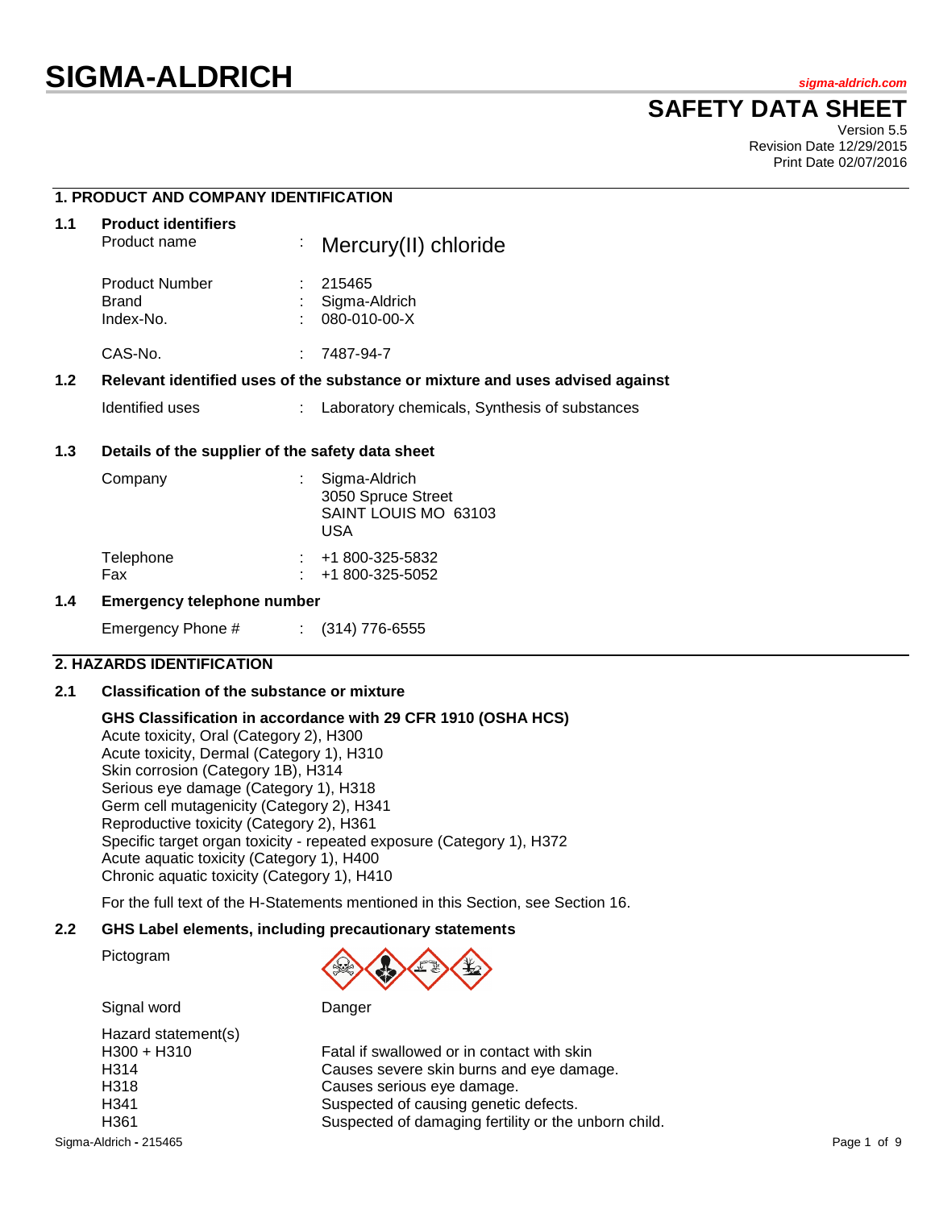# SIGMA-ALDRICH

sigma-aldrich.com

# SAFETY DATA SHEET

Version 5.5
Revision Date 12/29/2015
Print Date 02/07/2016

## 1. PRODUCT AND COMPANY IDENTIFICATION

### 1.1 Product identifiers

| | | |
|---|---|---|
| Product name | : | Mercury(II) chloride |
| Product Number | : | 215465 |
| Brand | : | Sigma-Aldrich |
| Index-No. | : | 080-010-00-X |
| CAS-No. | : | 7487-94-7 |

### 1.2 Relevant identified uses of the substance or mixture and uses advised against

| | | |
|---|---|---|
| Identified uses | : | Laboratory chemicals, Synthesis of substances |

### 1.3 Details of the supplier of the safety data sheet

| | | |
|---|---|---|
| Company | : | Sigma-Aldrich<br>3050 Spruce Street<br>SAINT LOUIS MO 63103<br>USA |
| Telephone | : | +1 800-325-5832 |
| Fax | : | +1 800-325-5052 |

### 1.4 Emergency telephone number

| | | |
|---|---|---|
| Emergency Phone # | : | (314) 776-6555 |

## 2. HAZARDS IDENTIFICATION

### 2.1 Classification of the substance or mixture

**GHS Classification in accordance with 29 CFR 1910 (OSHA HCS)**

Acute toxicity, Oral (Category 2), H300
Acute toxicity, Dermal (Category 1), H310
Skin corrosion (Category 1B), H314
Serious eye damage (Category 1), H318
Germ cell mutagenicity (Category 2), H341
Reproductive toxicity (Category 2), H361
Specific target organ toxicity - repeated exposure (Category 1), H372
Acute aquatic toxicity (Category 1), H400
Chronic aquatic toxicity (Category 1), H410

For the full text of the H-Statements mentioned in this Section, see Section 16.

### 2.2 GHS Label elements, including precautionary statements

Pictogram

Signal word: Danger

Hazard statement(s)

| | |
|---|---|
| H300 + H310 | Fatal if swallowed or in contact with skin |
| H314 | Causes severe skin burns and eye damage. |
| H318 | Causes serious eye damage. |
| H341 | Suspected of causing genetic defects. |
| H361 | Suspected of damaging fertility or the unborn child. |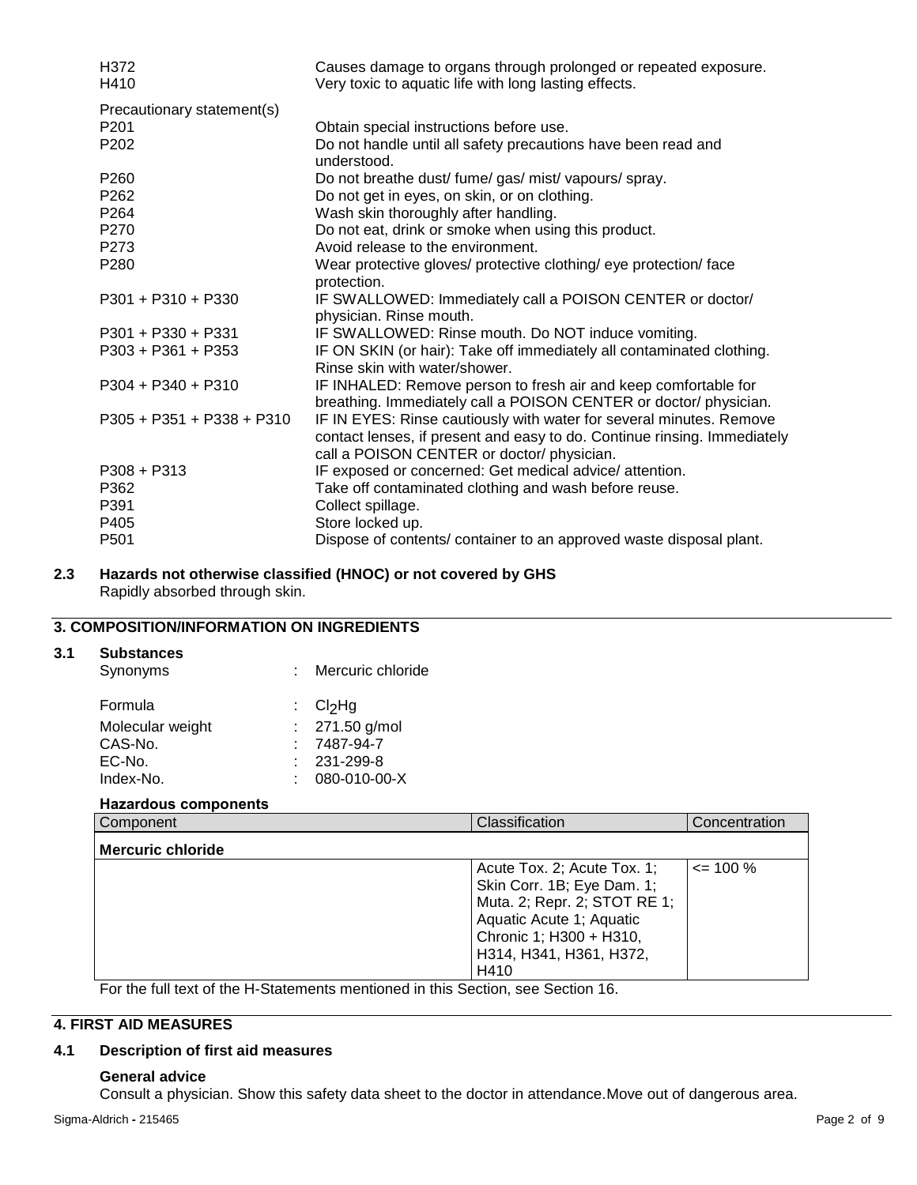| | |
|---|---|
| H372 | Causes damage to organs through prolonged or repeated exposure. |
| H410 | Very toxic to aquatic life with long lasting effects. |

Precautionary statement(s)

| | |
|---|---|
| P201 | Obtain special instructions before use. |
| P202 | Do not handle until all safety precautions have been read and understood. |
| P260 | Do not breathe dust/ fume/ gas/ mist/ vapours/ spray. |
| P262 | Do not get in eyes, on skin, or on clothing. |
| P264 | Wash skin thoroughly after handling. |
| P270 | Do not eat, drink or smoke when using this product. |
| P273 | Avoid release to the environment. |
| P280 | Wear protective gloves/ protective clothing/ eye protection/ face protection. |
| P301 + P310 + P330 | IF SWALLOWED: Immediately call a POISON CENTER or doctor/ physician. Rinse mouth. |
| P301 + P330 + P331 | IF SWALLOWED: Rinse mouth. Do NOT induce vomiting. |
| P303 + P361 + P353 | IF ON SKIN (or hair): Take off immediately all contaminated clothing. Rinse skin with water/shower. |
| P304 + P340 + P310 | IF INHALED: Remove person to fresh air and keep comfortable for breathing. Immediately call a POISON CENTER or doctor/ physician. |
| P305 + P351 + P338 + P310 | IF IN EYES: Rinse cautiously with water for several minutes. Remove contact lenses, if present and easy to do. Continue rinsing. Immediately call a POISON CENTER or doctor/ physician. |
| P308 + P313 | IF exposed or concerned: Get medical advice/ attention. |
| P362 | Take off contaminated clothing and wash before reuse. |
| P391 | Collect spillage. |
| P405 | Store locked up. |
| P501 | Dispose of contents/ container to an approved waste disposal plant. |

### 2.3 Hazards not otherwise classified (HNOC) or not covered by GHS

Rapidly absorbed through skin.

## 3. COMPOSITION/INFORMATION ON INGREDIENTS

### 3.1 Substances

| | |
|---|---|
| Synonyms | : Mercuric chloride |
| Formula | : $Cl_2Hg$ |
| Molecular weight | : 271.50 g/mol |
| CAS-No. | : 7487-94-7 |
| EC-No. | : 231-299-8 |
| Index-No. | : 080-010-00-X |

**Hazardous components**

| Component | Classification | Concentration |
|---|---|---|
| **Mercuric chloride** | | |
| | Acute Tox. 2; Acute Tox. 1; Skin Corr. 1B; Eye Dam. 1; Muta. 2; Repr. 2; STOT RE 1; Aquatic Acute 1; Aquatic Chronic 1; H300 + H310, H314, H341, H361, H372, H410 | <= 100 % |

For the full text of the H-Statements mentioned in this Section, see Section 16.

## 4. FIRST AID MEASURES

### 4.1 Description of first aid measures

**General advice**

Consult a physician. Show this safety data sheet to the doctor in attendance.Move out of dangerous area.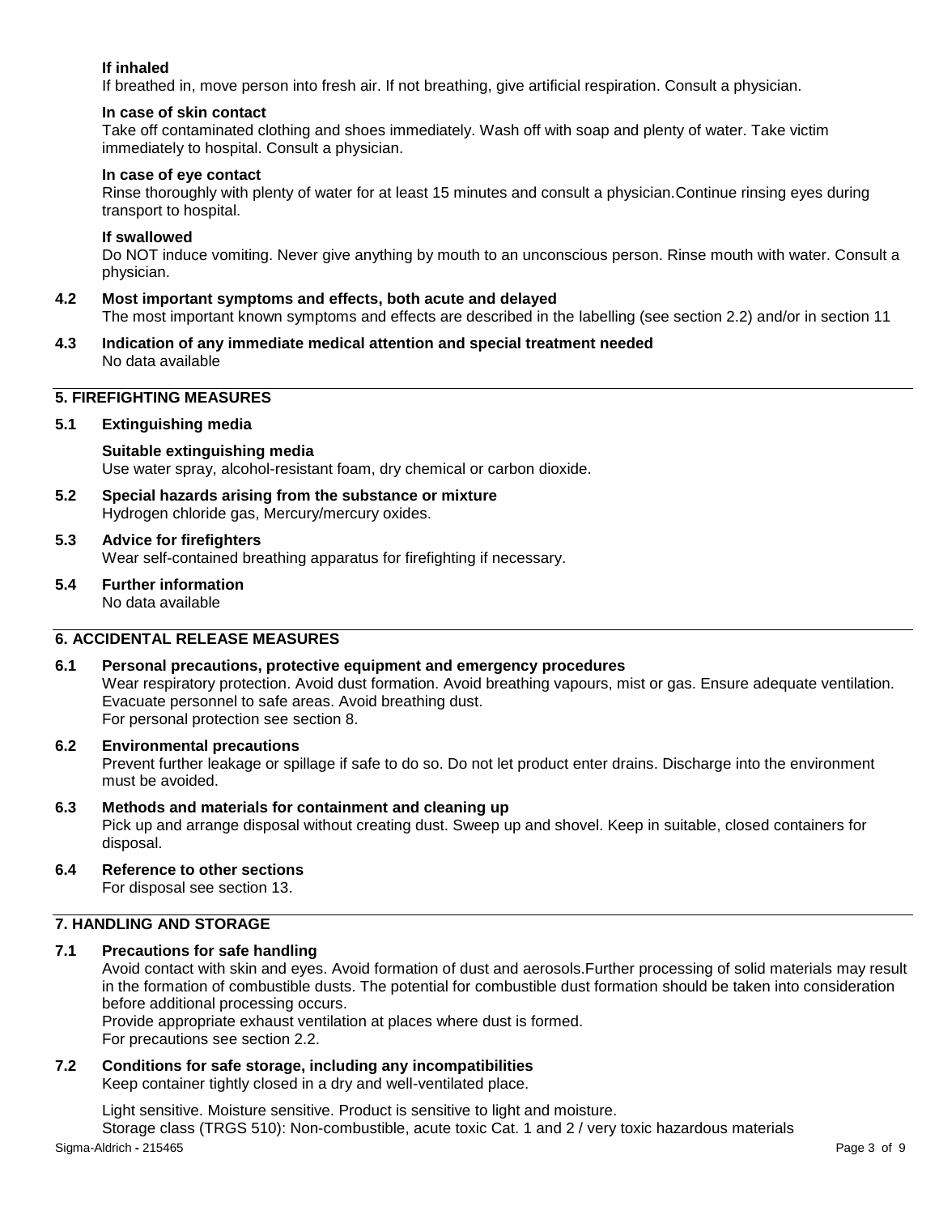**If inhaled**

If breathed in, move person into fresh air. If not breathing, give artificial respiration. Consult a physician.

**In case of skin contact**

Take off contaminated clothing and shoes immediately. Wash off with soap and plenty of water. Take victim immediately to hospital. Consult a physician.

**In case of eye contact**

Rinse thoroughly with plenty of water for at least 15 minutes and consult a physician.Continue rinsing eyes during transport to hospital.

**If swallowed**

Do NOT induce vomiting. Never give anything by mouth to an unconscious person. Rinse mouth with water. Consult a physician.

**4.2 Most important symptoms and effects, both acute and delayed**

The most important known symptoms and effects are described in the labelling (see section 2.2) and/or in section 11

**4.3 Indication of any immediate medical attention and special treatment needed**

No data available

## 5. FIREFIGHTING MEASURES

**5.1 Extinguishing media**

**Suitable extinguishing media**

Use water spray, alcohol-resistant foam, dry chemical or carbon dioxide.

**5.2 Special hazards arising from the substance or mixture**

Hydrogen chloride gas, Mercury/mercury oxides.

**5.3 Advice for firefighters**

Wear self-contained breathing apparatus for firefighting if necessary.

**5.4 Further information**

No data available

## 6. ACCIDENTAL RELEASE MEASURES

**6.1 Personal precautions, protective equipment and emergency procedures**

Wear respiratory protection. Avoid dust formation. Avoid breathing vapours, mist or gas. Ensure adequate ventilation. Evacuate personnel to safe areas. Avoid breathing dust.
For personal protection see section 8.

**6.2 Environmental precautions**

Prevent further leakage or spillage if safe to do so. Do not let product enter drains. Discharge into the environment must be avoided.

**6.3 Methods and materials for containment and cleaning up**

Pick up and arrange disposal without creating dust. Sweep up and shovel. Keep in suitable, closed containers for disposal.

**6.4 Reference to other sections**

For disposal see section 13.

## 7. HANDLING AND STORAGE

**7.1 Precautions for safe handling**

Avoid contact with skin and eyes. Avoid formation of dust and aerosols.Further processing of solid materials may result in the formation of combustible dusts. The potential for combustible dust formation should be taken into consideration before additional processing occurs.
Provide appropriate exhaust ventilation at places where dust is formed.
For precautions see section 2.2.

**7.2 Conditions for safe storage, including any incompatibilities**

Keep container tightly closed in a dry and well-ventilated place.

Light sensitive. Moisture sensitive. Product is sensitive to light and moisture.
Storage class (TRGS 510): Non-combustible, acute toxic Cat. 1 and 2 / very toxic hazardous materials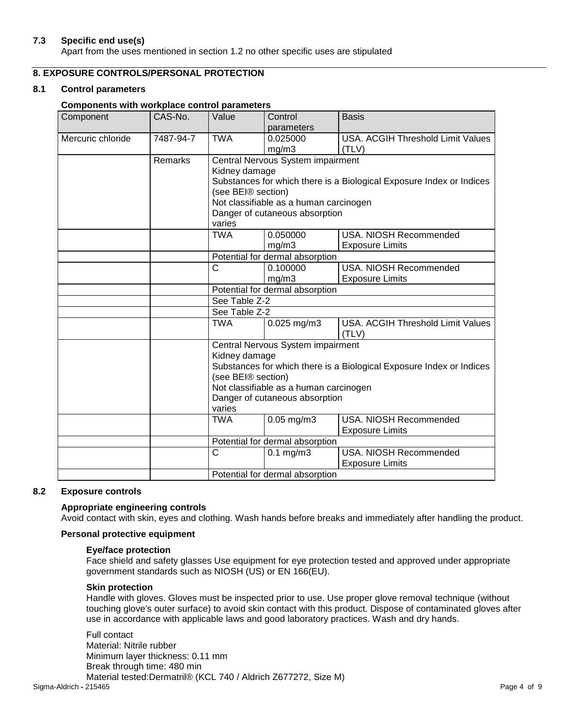### 7.3 Specific end use(s)

Apart from the uses mentioned in section 1.2 no other specific uses are stipulated

## 8. EXPOSURE CONTROLS/PERSONAL PROTECTION

### 8.1 Control parameters

**Components with workplace control parameters**

| Component | CAS-No. | Value | Control parameters | Basis |
|---|---|---|---|---|
| Mercuric chloride | 7487-94-7 | TWA | 0.025000 mg/m3 | USA. ACGIH Threshold Limit Values (TLV) |
| | Remarks | Central Nervous System impairment<br>Kidney damage<br>Substances for which there is a Biological Exposure Index or Indices (see BEI® section)<br>Not classifiable as a human carcinogen<br>Danger of cutaneous absorption<br>varies | | |
| | | TWA | 0.050000 mg/m3 | USA. NIOSH Recommended Exposure Limits |
| | | Potential for dermal absorption | | |
| | | C | 0.100000 mg/m3 | USA. NIOSH Recommended Exposure Limits |
| | | Potential for dermal absorption | | |
| | | See Table Z-2 | | |
| | | See Table Z-2 | | |
| | | TWA | 0.025 mg/m3 | USA. ACGIH Threshold Limit Values (TLV) |
| | | Central Nervous System impairment<br>Kidney damage<br>Substances for which there is a Biological Exposure Index or Indices (see BEI® section)<br>Not classifiable as a human carcinogen<br>Danger of cutaneous absorption<br>varies | | |
| | | TWA | 0.05 mg/m3 | USA. NIOSH Recommended Exposure Limits |
| | | Potential for dermal absorption | | |
| | | C | 0.1 mg/m3 | USA. NIOSH Recommended Exposure Limits |
| | | Potential for dermal absorption | | |

### 8.2 Exposure controls

**Appropriate engineering controls**

Avoid contact with skin, eyes and clothing. Wash hands before breaks and immediately after handling the product.

**Personal protective equipment**

**Eye/face protection**

Face shield and safety glasses Use equipment for eye protection tested and approved under appropriate government standards such as NIOSH (US) or EN 166(EU).

**Skin protection**

Handle with gloves. Gloves must be inspected prior to use. Use proper glove removal technique (without touching glove's outer surface) to avoid skin contact with this product. Dispose of contaminated gloves after use in accordance with applicable laws and good laboratory practices. Wash and dry hands.

Full contact
Material: Nitrile rubber
Minimum layer thickness: 0.11 mm
Break through time: 480 min
Material tested:Dermatril® (KCL 740 / Aldrich Z677272, Size M)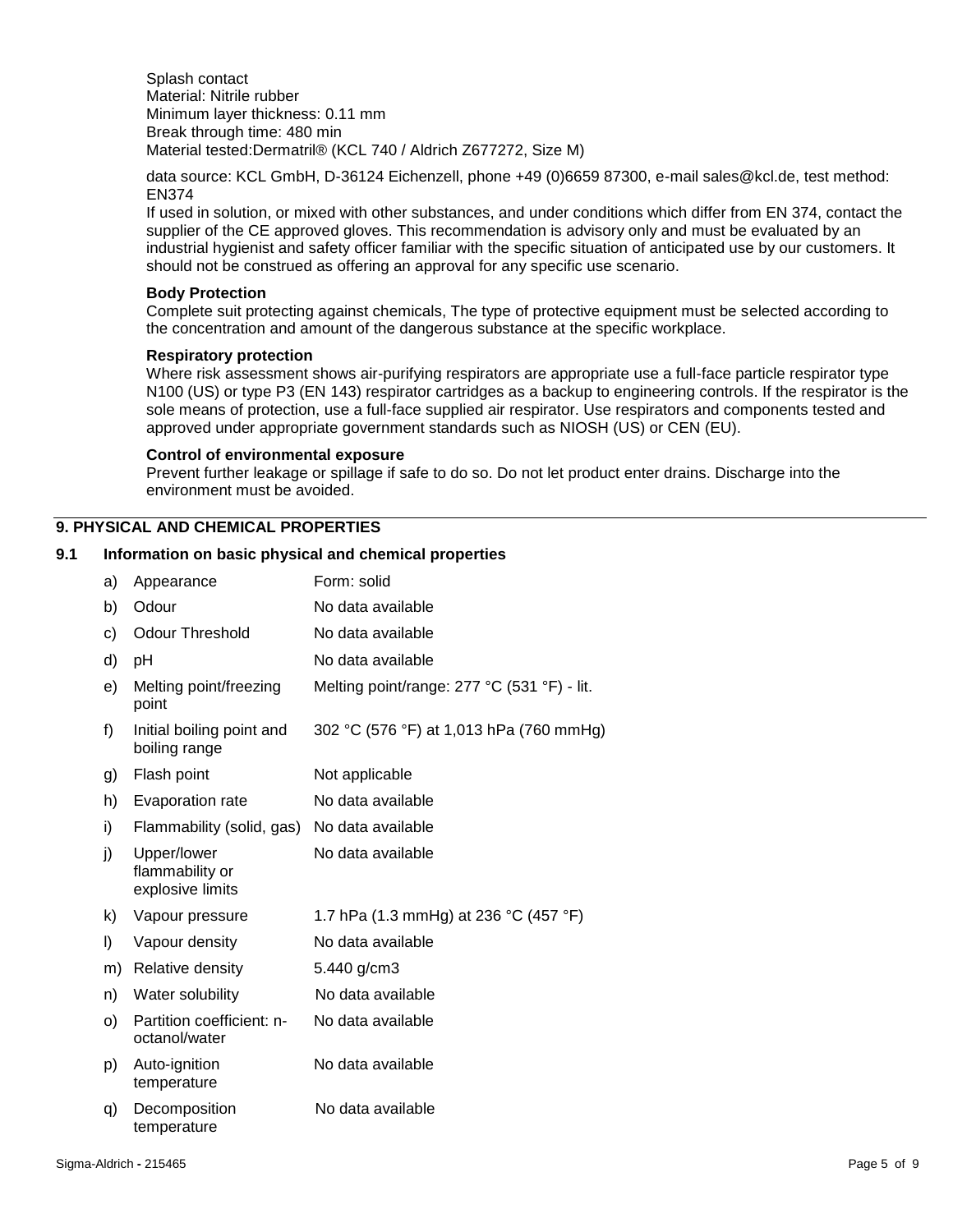Splash contact
Material: Nitrile rubber
Minimum layer thickness: 0.11 mm
Break through time: 480 min
Material tested:Dermatril® (KCL 740 / Aldrich Z677272, Size M)

data source: KCL GmbH, D-36124 Eichenzell, phone +49 (0)6659 87300, e-mail sales@kcl.de, test method: EN374
If used in solution, or mixed with other substances, and under conditions which differ from EN 374, contact the supplier of the CE approved gloves. This recommendation is advisory only and must be evaluated by an industrial hygienist and safety officer familiar with the specific situation of anticipated use by our customers. It should not be construed as offering an approval for any specific use scenario.

**Body Protection**
Complete suit protecting against chemicals, The type of protective equipment must be selected according to the concentration and amount of the dangerous substance at the specific workplace.

**Respiratory protection**
Where risk assessment shows air-purifying respirators are appropriate use a full-face particle respirator type N100 (US) or type P3 (EN 143) respirator cartridges as a backup to engineering controls. If the respirator is the sole means of protection, use a full-face supplied air respirator. Use respirators and components tested and approved under appropriate government standards such as NIOSH (US) or CEN (EU).

**Control of environmental exposure**
Prevent further leakage or spillage if safe to do so. Do not let product enter drains. Discharge into the environment must be avoided.

## 9. PHYSICAL AND CHEMICAL PROPERTIES

### 9.1 Information on basic physical and chemical properties

| | Property | Value |
|---|---|---|
| a) | Appearance | Form: solid |
| b) | Odour | No data available |
| c) | Odour Threshold | No data available |
| d) | pH | No data available |
| e) | Melting point/freezing point | Melting point/range: 277 °C (531 °F) - lit. |
| f) | Initial boiling point and boiling range | 302 °C (576 °F) at 1,013 hPa (760 mmHg) |
| g) | Flash point | Not applicable |
| h) | Evaporation rate | No data available |
| i) | Flammability (solid, gas) | No data available |
| j) | Upper/lower flammability or explosive limits | No data available |
| k) | Vapour pressure | 1.7 hPa (1.3 mmHg) at 236 °C (457 °F) |
| l) | Vapour density | No data available |
| m) | Relative density | 5.440 g/cm3 |
| n) | Water solubility | No data available |
| o) | Partition coefficient: n-octanol/water | No data available |
| p) | Auto-ignition temperature | No data available |
| q) | Decomposition temperature | No data available |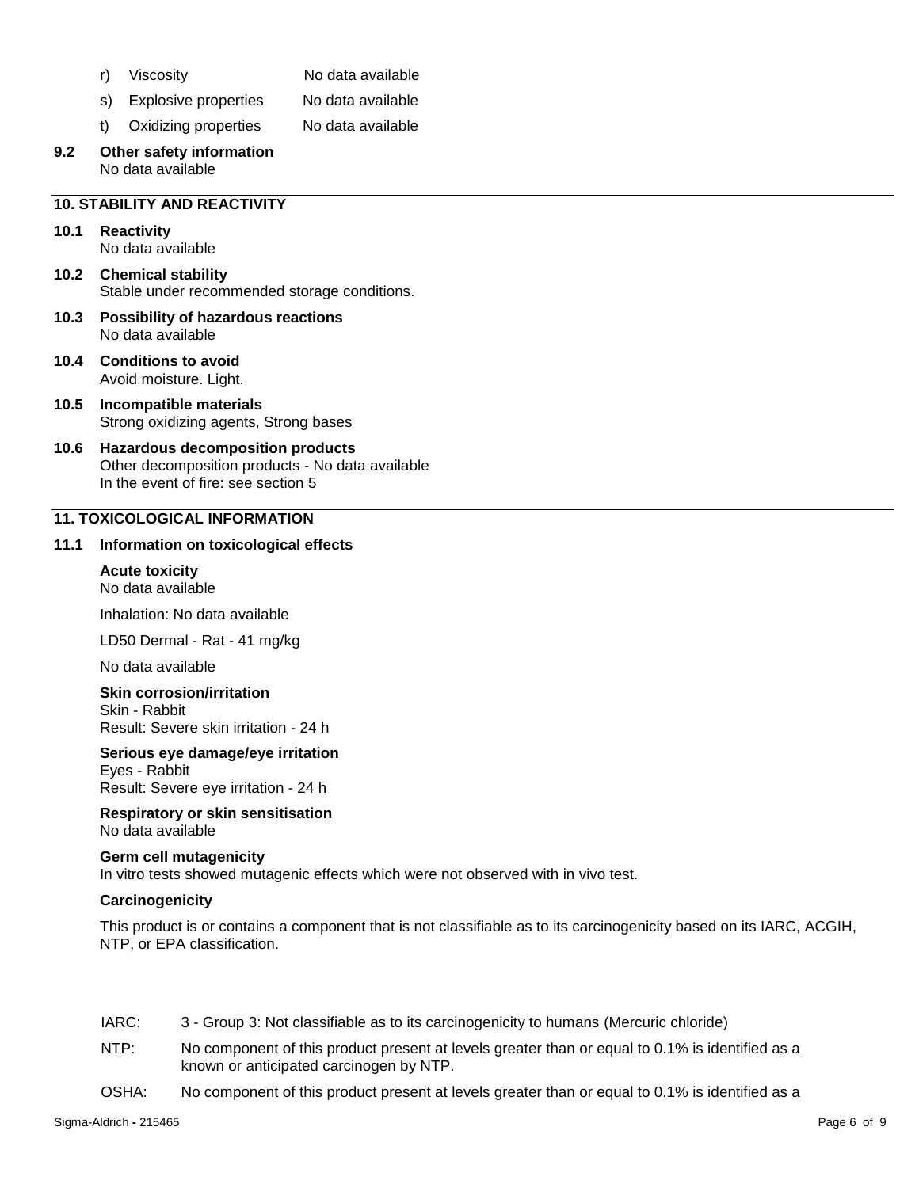r) Viscosity No data available

s) Explosive properties No data available

t) Oxidizing properties No data available

**9.2 Other safety information**
No data available

## 10. STABILITY AND REACTIVITY

**10.1 Reactivity**
No data available

**10.2 Chemical stability**
Stable under recommended storage conditions.

**10.3 Possibility of hazardous reactions**
No data available

**10.4 Conditions to avoid**
Avoid moisture. Light.

**10.5 Incompatible materials**
Strong oxidizing agents, Strong bases

**10.6 Hazardous decomposition products**
Other decomposition products - No data available
In the event of fire: see section 5

## 11. TOXICOLOGICAL INFORMATION

**11.1 Information on toxicological effects**

**Acute toxicity**
No data available

Inhalation: No data available

LD50 Dermal - Rat - 41 mg/kg

No data available

**Skin corrosion/irritation**
Skin - Rabbit
Result: Severe skin irritation - 24 h

**Serious eye damage/eye irritation**
Eyes - Rabbit
Result: Severe eye irritation - 24 h

**Respiratory or skin sensitisation**
No data available

**Germ cell mutagenicity**
In vitro tests showed mutagenic effects which were not observed with in vivo test.

**Carcinogenicity**

This product is or contains a component that is not classifiable as to its carcinogenicity based on its IARC, ACGIH, NTP, or EPA classification.

IARC: 3 - Group 3: Not classifiable as to its carcinogenicity to humans (Mercuric chloride)

NTP: No component of this product present at levels greater than or equal to 0.1% is identified as a known or anticipated carcinogen by NTP.

OSHA: No component of this product present at levels greater than or equal to 0.1% is identified as a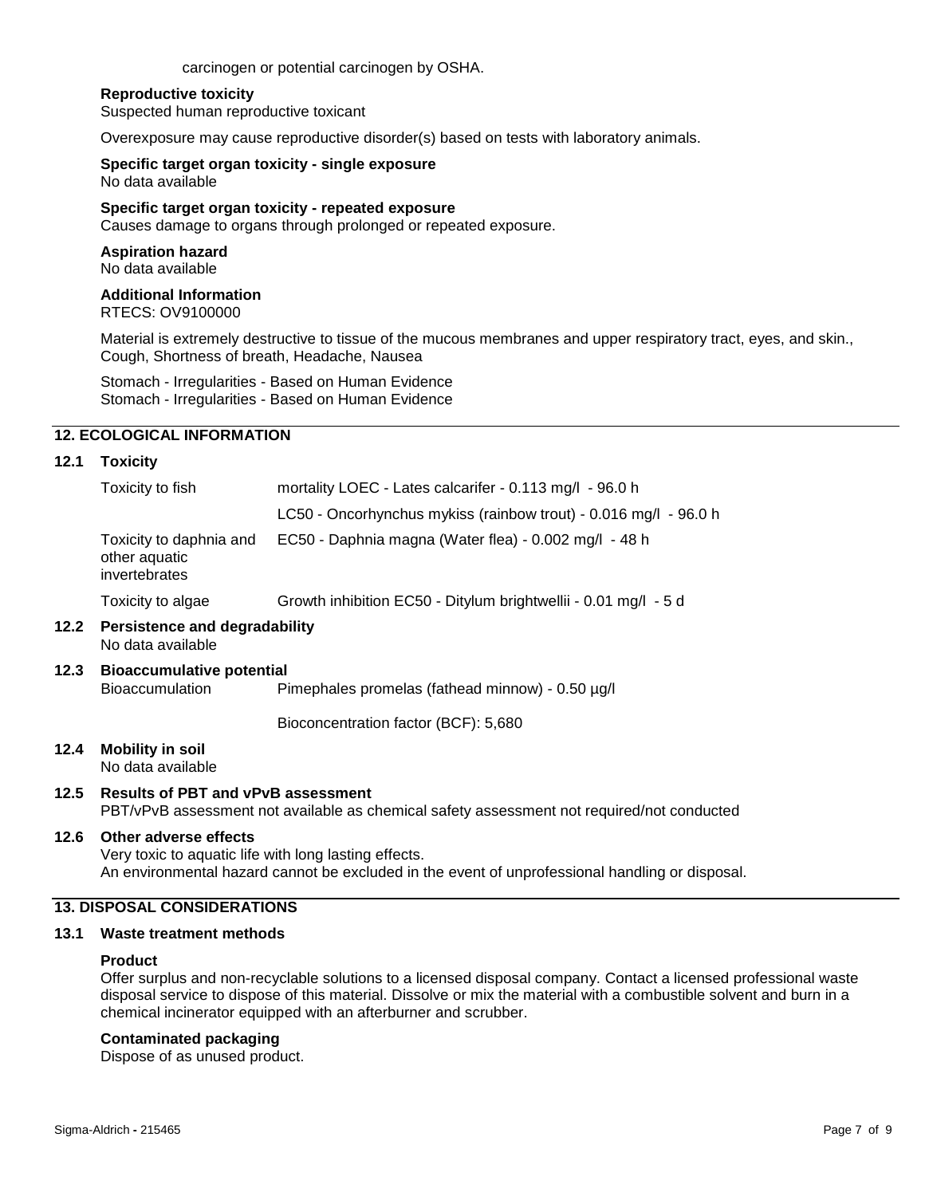carcinogen or potential carcinogen by OSHA.

**Reproductive toxicity**
Suspected human reproductive toxicant

Overexposure may cause reproductive disorder(s) based on tests with laboratory animals.

**Specific target organ toxicity - single exposure**
No data available

**Specific target organ toxicity - repeated exposure**
Causes damage to organs through prolonged or repeated exposure.

**Aspiration hazard**
No data available

**Additional Information**
RTECS: OV9100000

Material is extremely destructive to tissue of the mucous membranes and upper respiratory tract, eyes, and skin., Cough, Shortness of breath, Headache, Nausea

Stomach - Irregularities - Based on Human Evidence
Stomach - Irregularities - Based on Human Evidence

## 12. ECOLOGICAL INFORMATION

### 12.1 Toxicity

| | |
|---|---|
| Toxicity to fish | mortality LOEC - Lates calcarifer - 0.113 mg/l - 96.0 h |
| | LC50 - Oncorhynchus mykiss (rainbow trout) - 0.016 mg/l - 96.0 h |
| Toxicity to daphnia and other aquatic invertebrates | EC50 - Daphnia magna (Water flea) - 0.002 mg/l - 48 h |
| Toxicity to algae | Growth inhibition EC50 - Ditylum brightwellii - 0.01 mg/l - 5 d |

### 12.2 Persistence and degradability
No data available

### 12.3 Bioaccumulative potential

| | |
|---|---|
| Bioaccumulation | Pimephales promelas (fathead minnow) - 0.50 µg/l |
| | Bioconcentration factor (BCF): 5,680 |

### 12.4 Mobility in soil
No data available

### 12.5 Results of PBT and vPvB assessment
PBT/vPvB assessment not available as chemical safety assessment not required/not conducted

### 12.6 Other adverse effects
Very toxic to aquatic life with long lasting effects.
An environmental hazard cannot be excluded in the event of unprofessional handling or disposal.

## 13. DISPOSAL CONSIDERATIONS

### 13.1 Waste treatment methods

**Product**
Offer surplus and non-recyclable solutions to a licensed disposal company. Contact a licensed professional waste disposal service to dispose of this material. Dissolve or mix the material with a combustible solvent and burn in a chemical incinerator equipped with an afterburner and scrubber.

**Contaminated packaging**
Dispose of as unused product.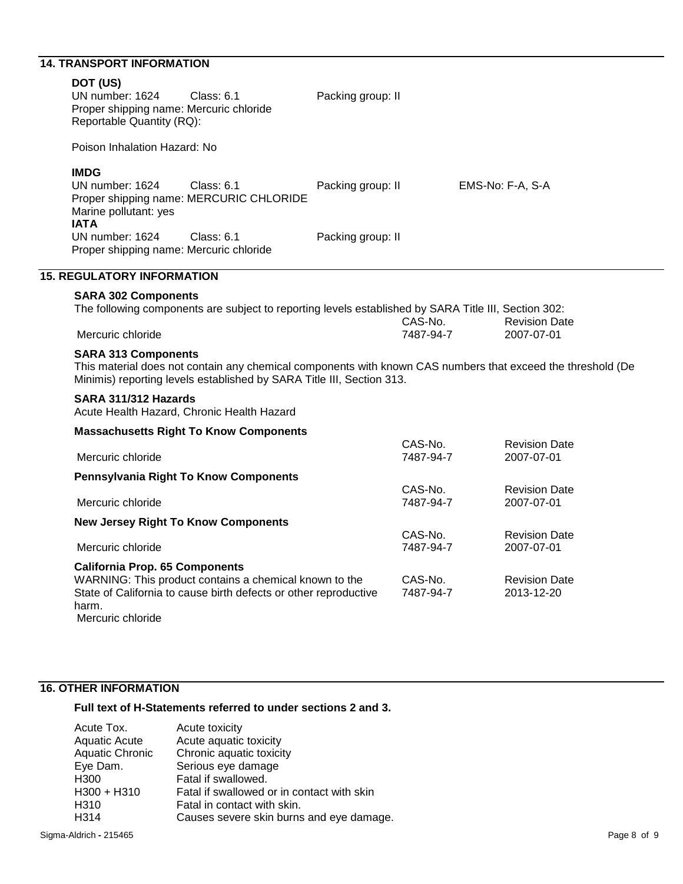## 14. TRANSPORT INFORMATION

### DOT (US)

UN number: 1624 Class: 6.1 Packing group: II
Proper shipping name: Mercuric chloride
Reportable Quantity (RQ):

Poison Inhalation Hazard: No

### IMDG

UN number: 1624 Class: 6.1 Packing group: II EMS-No: F-A, S-A
Proper shipping name: MERCURIC CHLORIDE
Marine pollutant: yes

### IATA

UN number: 1624 Class: 6.1 Packing group: II
Proper shipping name: Mercuric chloride

## 15. REGULATORY INFORMATION

### SARA 302 Components

The following components are subject to reporting levels established by SARA Title III, Section 302:

| | CAS-No. | Revision Date |
|---|---|---|
| Mercuric chloride | 7487-94-7 | 2007-07-01 |

### SARA 313 Components

This material does not contain any chemical components with known CAS numbers that exceed the threshold (De Minimis) reporting levels established by SARA Title III, Section 313.

### SARA 311/312 Hazards

Acute Health Hazard, Chronic Health Hazard

### Massachusetts Right To Know Components

| | CAS-No. | Revision Date |
|---|---|---|
| Mercuric chloride | 7487-94-7 | 2007-07-01 |

### Pennsylvania Right To Know Components

| | CAS-No. | Revision Date |
|---|---|---|
| Mercuric chloride | 7487-94-7 | 2007-07-01 |

### New Jersey Right To Know Components

| | CAS-No. | Revision Date |
|---|---|---|
| Mercuric chloride | 7487-94-7 | 2007-07-01 |

### California Prop. 65 Components

| | CAS-No. | Revision Date |
|---|---|---|
| WARNING: This product contains a chemical known to the State of California to cause birth defects or other reproductive harm. Mercuric chloride | 7487-94-7 | 2013-12-20 |

## 16. OTHER INFORMATION

### Full text of H-Statements referred to under sections 2 and 3.

| | |
|---|---|
| Acute Tox. | Acute toxicity |
| Aquatic Acute | Acute aquatic toxicity |
| Aquatic Chronic | Chronic aquatic toxicity |
| Eye Dam. | Serious eye damage |
| H300 | Fatal if swallowed. |
| H300 + H310 | Fatal if swallowed or in contact with skin |
| H310 | Fatal in contact with skin. |
| H314 | Causes severe skin burns and eye damage. |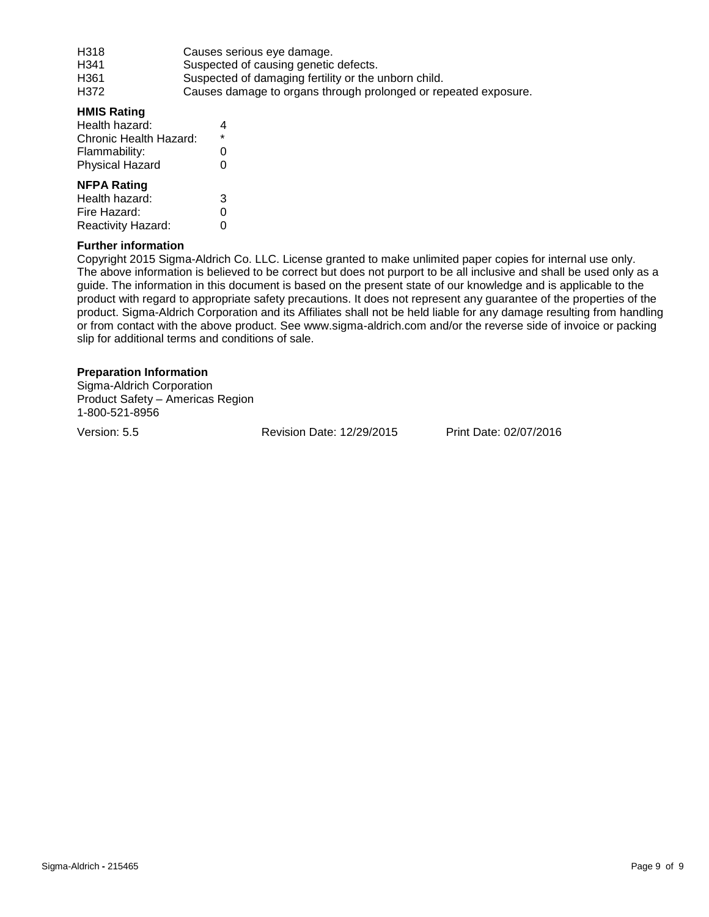| | |
|---|---|
| H318 | Causes serious eye damage. |
| H341 | Suspected of causing genetic defects. |
| H361 | Suspected of damaging fertility or the unborn child. |
| H372 | Causes damage to organs through prolonged or repeated exposure. |

**HMIS Rating**

| | |
|---|---|
| Health hazard: | 4 |
| Chronic Health Hazard: | * |
| Flammability: | 0 |
| Physical Hazard | 0 |

**NFPA Rating**

| | |
|---|---|
| Health hazard: | 3 |
| Fire Hazard: | 0 |
| Reactivity Hazard: | 0 |

**Further information**

Copyright 2015 Sigma-Aldrich Co. LLC. License granted to make unlimited paper copies for internal use only.
The above information is believed to be correct but does not purport to be all inclusive and shall be used only as a guide. The information in this document is based on the present state of our knowledge and is applicable to the product with regard to appropriate safety precautions. It does not represent any guarantee of the properties of the product. Sigma-Aldrich Corporation and its Affiliates shall not be held liable for any damage resulting from handling or from contact with the above product. See www.sigma-aldrich.com and/or the reverse side of invoice or packing slip for additional terms and conditions of sale.

**Preparation Information**

Sigma-Aldrich Corporation
Product Safety – Americas Region
1-800-521-8956

Version: 5.5 Revision Date: 12/29/2015 Print Date: 02/07/2016